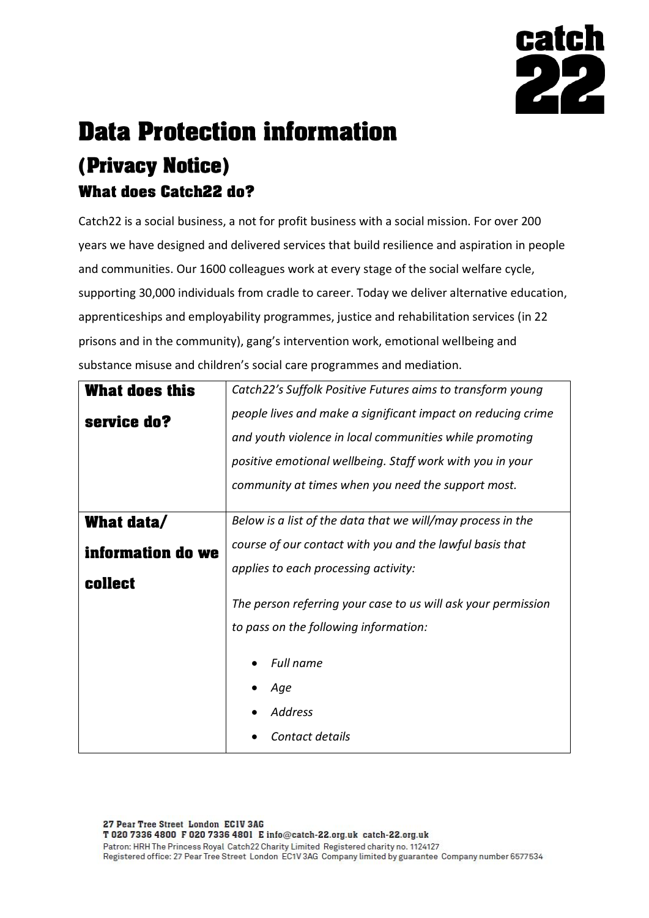# Data Protection information

## (Privacy Notice)

### What does Catch22 do?

Catch22 is a social business, a not for profit business with a social mission. For over 200 years we have designed and delivered services that build resilience and aspiration in people and communities. Our 1600 colleagues work at every stage of the social welfare cycle, supporting 30,000 individuals from cradle to career. Today we deliver alternative education, apprenticeships and employability programmes, justice and rehabilitation services (in 22 prisons and in the community), gang's intervention work, emotional wellbeing and substance misuse and children's social care programmes and mediation.

| **What does this service do?** | *Catch22's Suffolk Positive Futures aims to transform young people lives and make a significant impact on reducing crime and youth violence in local communities while promoting positive emotional wellbeing. Staff work with you in your community at times when you need the support most.* |
|---|---|
| **What data/ information do we collect** | *Below is a list of the data that we will/may process in the course of our contact with you and the lawful basis that applies to each processing activity:*<br><br>*The person referring your case to us will ask your permission to pass on the following information:*<br><br>• *Full name*<br>• *Age*<br>• *Address*<br>• *Contact details* |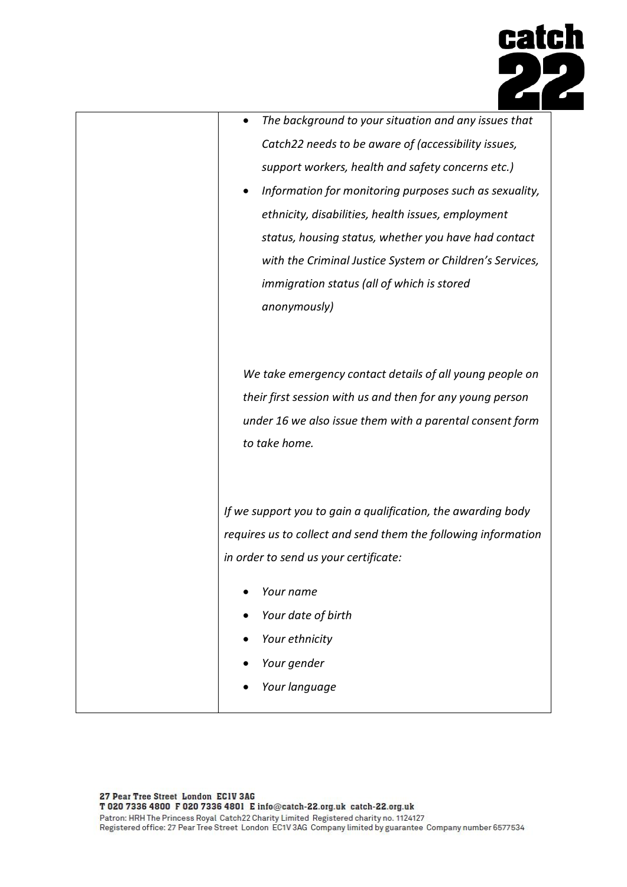| | |
|---|---|
| | <ul><li>*The background to your situation and any issues that Catch22 needs to be aware of (accessibility issues, support workers, health and safety concerns etc.)*</li><li>*Information for monitoring purposes such as sexuality, ethnicity, disabilities, health issues, employment status, housing status, whether you have had contact with the Criminal Justice System or Children's Services, immigration status (all of which is stored anonymously)*</li></ul>*We take emergency contact details of all young people on their first session with us and then for any young person under 16 we also issue them with a parental consent form to take home.*<br><br>*If we support you to gain a qualification, the awarding body requires us to collect and send them the following information in order to send us your certificate:*<ul><li>*Your name*</li><li>*Your date of birth*</li><li>*Your ethnicity*</li><li>*Your gender*</li><li>*Your language*</li></ul> |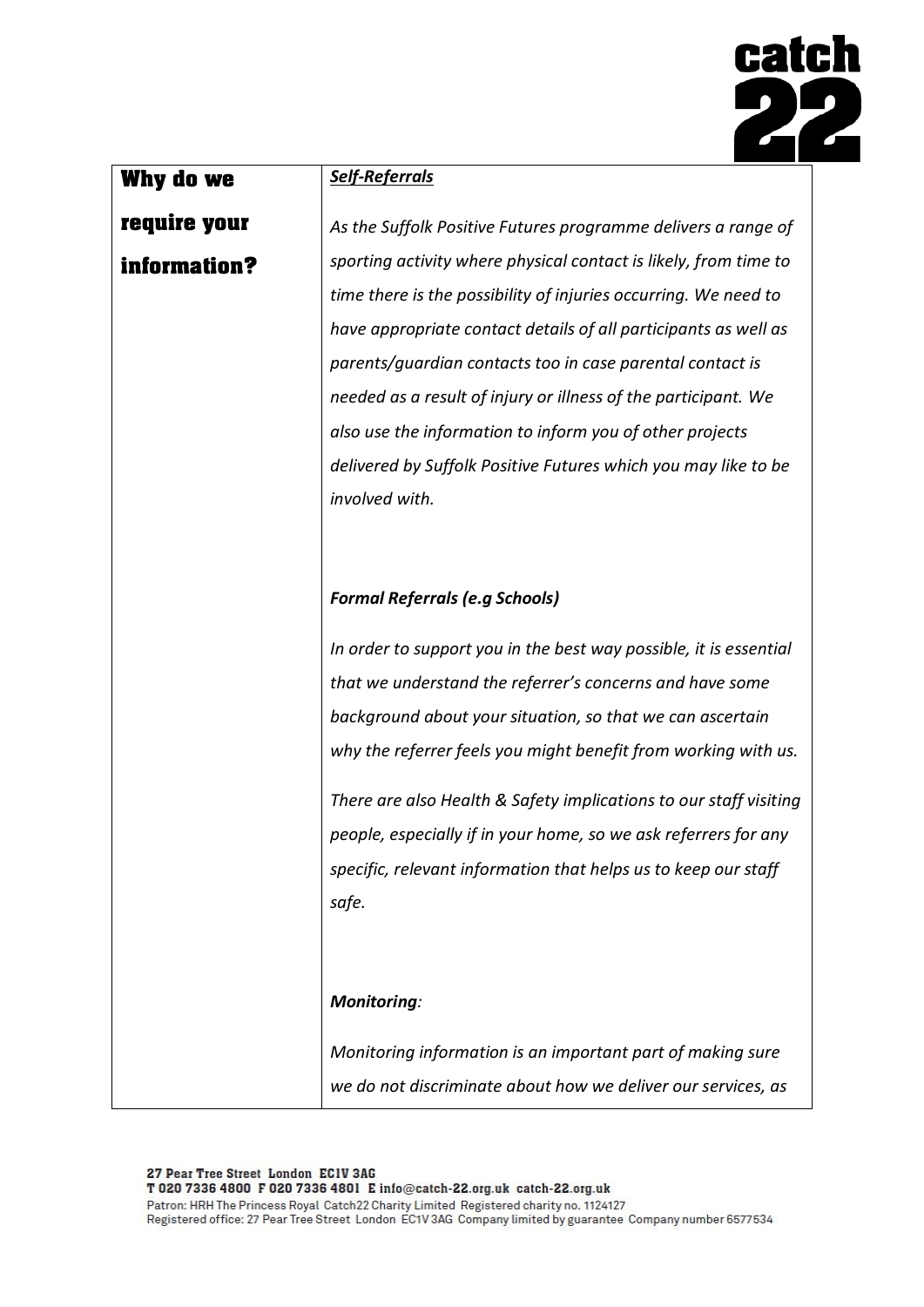| Why do we require your information? | ***Self-Referrals*** <br><br> *As the Suffolk Positive Futures programme delivers a range of sporting activity where physical contact is likely, from time to time there is the possibility of injuries occurring. We need to have appropriate contact details of all participants as well as parents/guardian contacts too in case parental contact is needed as a result of injury or illness of the participant. We also use the information to inform you of other projects delivered by Suffolk Positive Futures which you may like to be involved with.* <br><br> ***Formal Referrals (e.g Schools)*** <br><br> *In order to support you in the best way possible, it is essential that we understand the referrer's concerns and have some background about your situation, so that we can ascertain why the referrer feels you might benefit from working with us.* <br><br> *There are also Health & Safety implications to our staff visiting people, especially if in your home, so we ask referrers for any specific, relevant information that helps us to keep our staff safe.* <br><br> ***Monitoring**:* <br><br> *Monitoring information is an important part of making sure we do not discriminate about how we deliver our services, as* |
|---|---|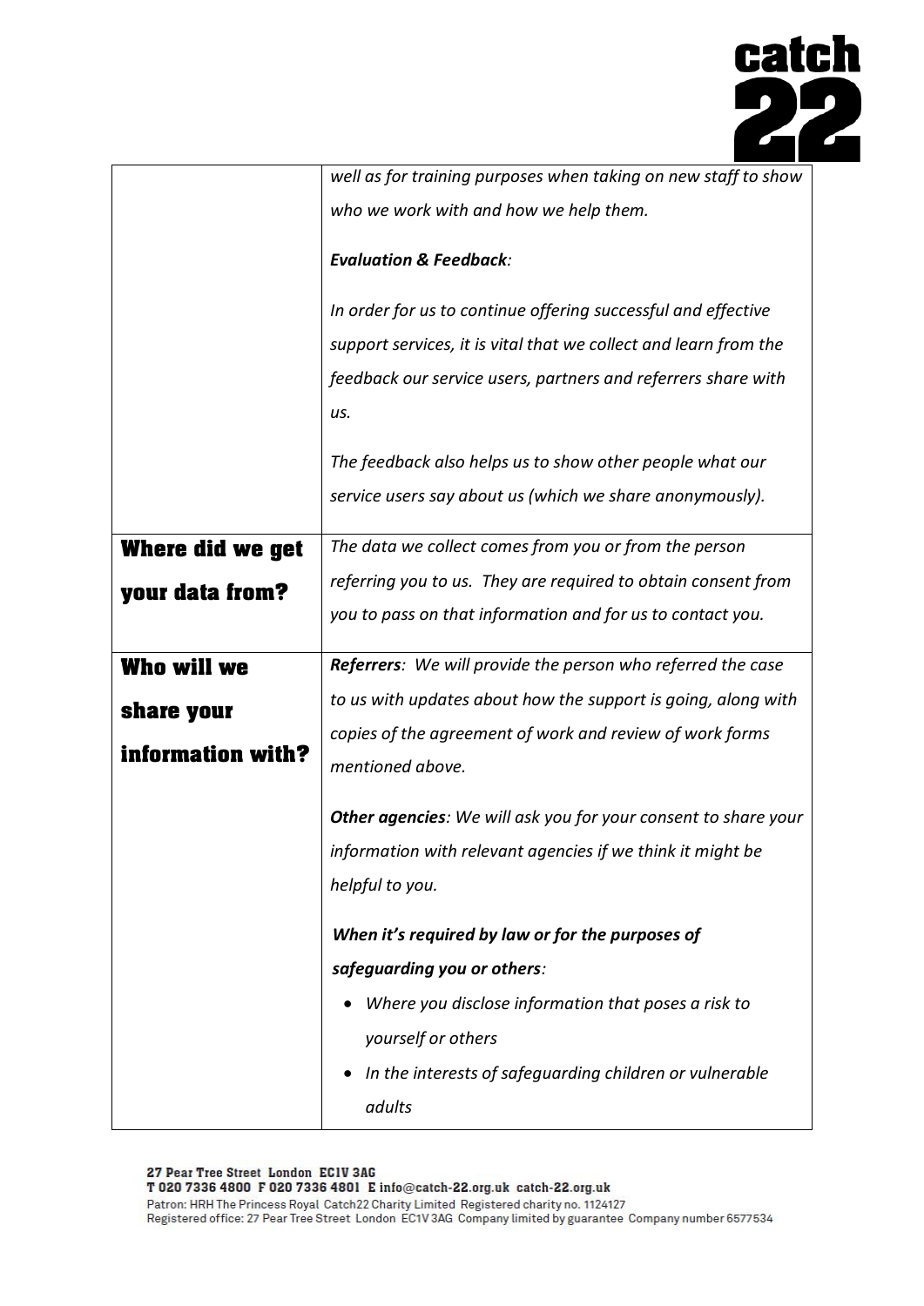| | |
|---|---|
| | *well as for training purposes when taking on new staff to show who we work with and how we help them.*<br><br>***Evaluation & Feedback**:*<br><br>*In order for us to continue offering successful and effective support services, it is vital that we collect and learn from the feedback our service users, partners and referrers share with us.*<br><br>*The feedback also helps us to show other people what our service users say about us (which we share anonymously).* |
| **Where did we get your data from?** | *The data we collect comes from you or from the person referring you to us. They are required to obtain consent from you to pass on that information and for us to contact you.* |
| **Who will we share your information with?** | ***Referrers**: We will provide the person who referred the case to us with updates about how the support is going, along with copies of the agreement of work and review of work forms mentioned above.*<br><br>***Other agencies**: We will ask you for your consent to share your information with relevant agencies if we think it might be helpful to you.*<br><br>***When it's required by law or for the purposes of safeguarding you or others**:*<br>• *Where you disclose information that poses a risk to yourself or others*<br>• *In the interests of safeguarding children or vulnerable adults* |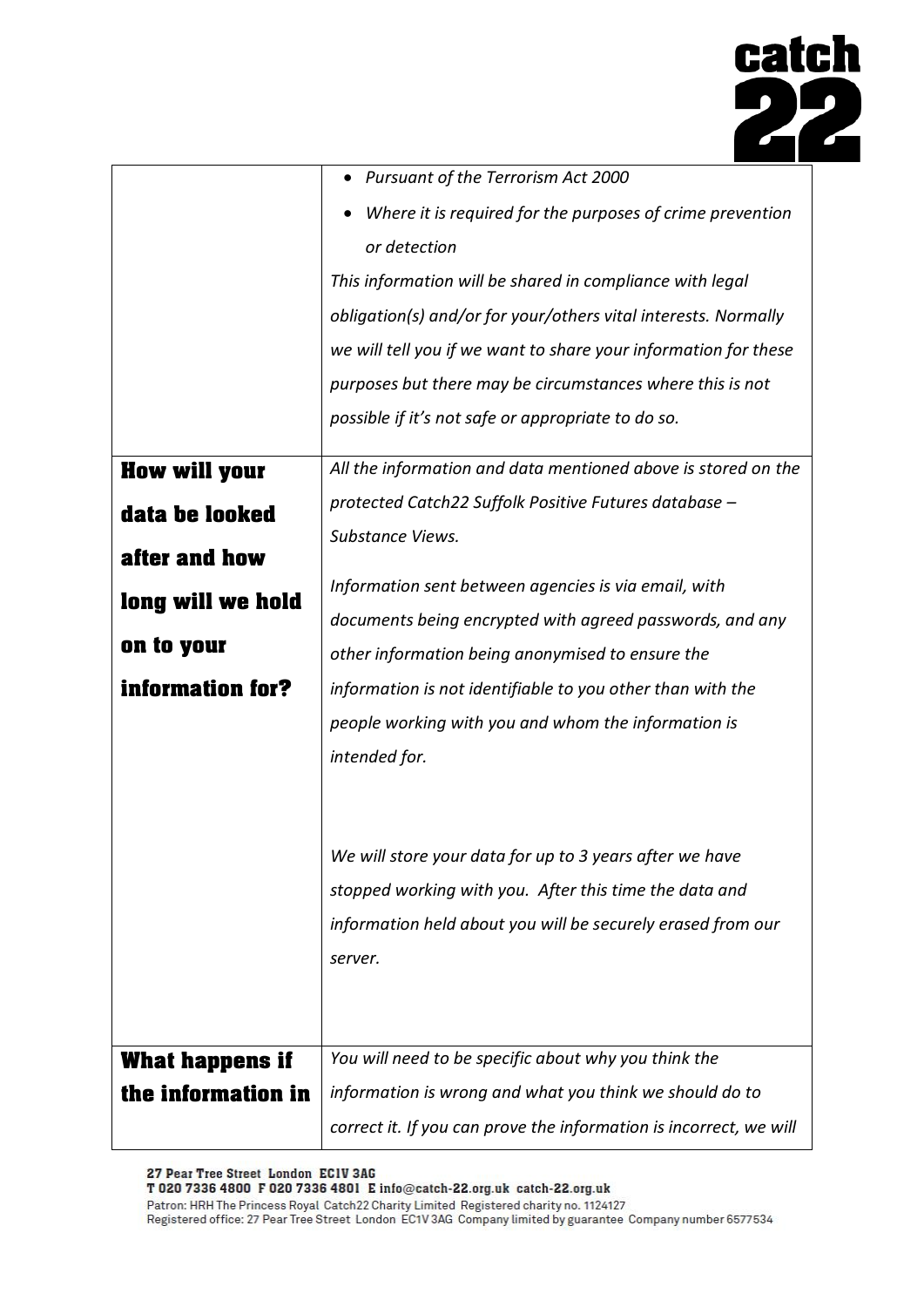| | |
|---|---|
| | • *Pursuant of the Terrorism Act 2000*<br>• *Where it is required for the purposes of crime prevention or detection*<br>*This information will be shared in compliance with legal obligation(s) and/or for your/others vital interests. Normally we will tell you if we want to share your information for these purposes but there may be circumstances where this is not possible if it's not safe or appropriate to do so.* |
| **How will your data be looked after and how long will we hold on to your information for?** | *All the information and data mentioned above is stored on the protected Catch22 Suffolk Positive Futures database – Substance Views.*<br><br>*Information sent between agencies is via email, with documents being encrypted with agreed passwords, and any other information being anonymised to ensure the information is not identifiable to you other than with the people working with you and whom the information is intended for.*<br><br>*We will store your data for up to 3 years after we have stopped working with you. After this time the data and information held about you will be securely erased from our server.* |
| **What happens if the information in** | *You will need to be specific about why you think the information is wrong and what you think we should do to correct it. If you can prove the information is incorrect, we will* |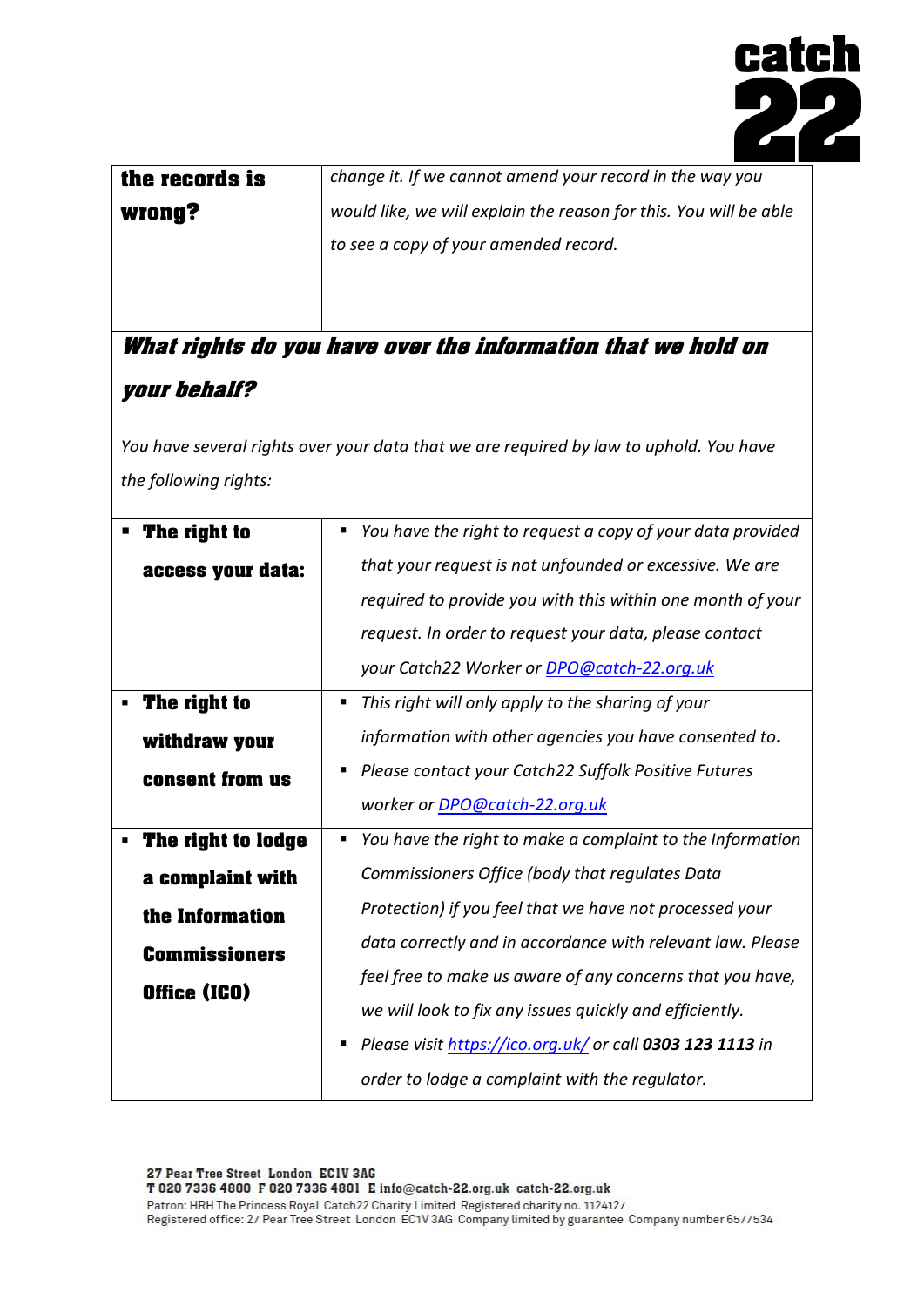| the records is wrong? | *change it. If we cannot amend your record in the way you would like, we will explain the reason for this. You will be able to see a copy of your amended record.* |
|---|---|

***What rights do you have over the information that we hold on your behalf?***

*You have several rights over your data that we are required by law to uphold. You have the following rights:*

| | |
|---|---|
| ▪ **The right to access your data:** | ▪ *You have the right to request a copy of your data provided that your request is not unfounded or excessive. We are required to provide you with this within one month of your request. In order to request your data, please contact your Catch22 Worker or [DPO@catch-22.org.uk](mailto:DPO@catch-22.org.uk)* |
| ▪ **The right to withdraw your consent from us** | ▪ *This right will only apply to the sharing of your information with other agencies you have consented to.* <br> ▪ *Please contact your Catch22 Suffolk Positive Futures worker or [DPO@catch-22.org.uk](mailto:DPO@catch-22.org.uk)* |
| ▪ **The right to lodge a complaint with the Information Commissioners Office (ICO)** | ▪ *You have the right to make a complaint to the Information Commissioners Office (body that regulates Data Protection) if you feel that we have not processed your data correctly and in accordance with relevant law. Please feel free to make us aware of any concerns that you have, we will look to fix any issues quickly and efficiently.* <br> ▪ *Please visit [https://ico.org.uk/](https://ico.org.uk/) or call **0303 123 1113** in order to lodge a complaint with the regulator.* |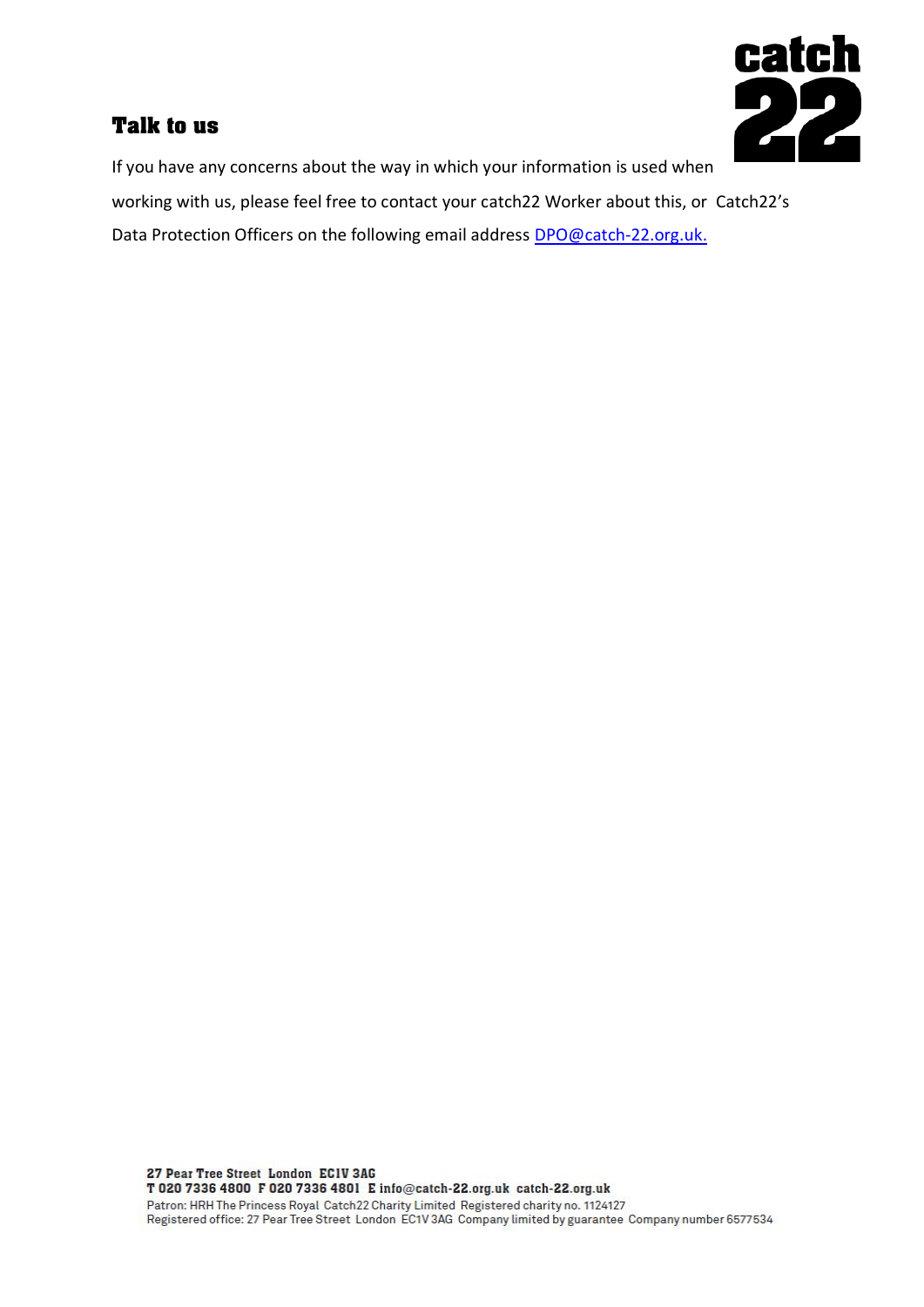## Talk to us

If you have any concerns about the way in which your information is used when working with us, please feel free to contact your catch22 Worker about this, or Catch22's Data Protection Officers on the following email address DPO@catch-22.org.uk.

27 Pear Tree Street London EC1V 3AG
T 020 7336 4800 F 020 7336 4801 E info@catch-22.org.uk catch-22.org.uk
Patron: HRH The Princess Royal Catch22 Charity Limited Registered charity no. 1124127
Registered office: 27 Pear Tree Street London EC1V 3AG Company limited by guarantee Company number 6577534